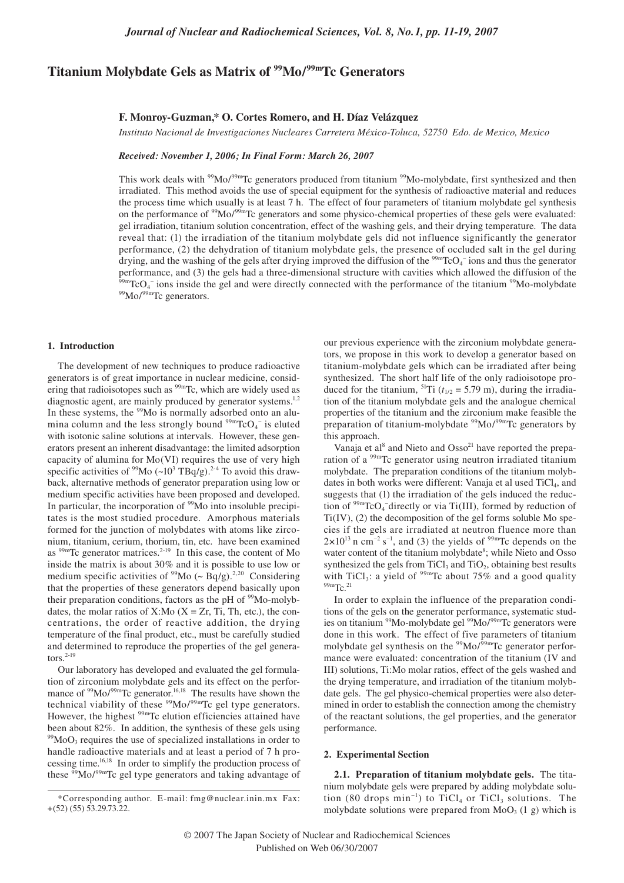# Titanium Molybdate Gels as Matrix of $^{99}$Mo/$^{99m}$Tc Generators

**F. Monroy-Guzman,* O. Cortes Romero, and H. Díaz Velázquez**

*Instituto Nacional de Investigaciones Nucleares Carretera México-Toluca, 52750 Edo. de Mexico, Mexico*

*Received: November 1, 2006; In Final Form: March 26, 2007*

This work deals with $^{99}$Mo/$^{99m}$Tc generators produced from titanium $^{99}$Mo-molybdate, first synthesized and then irradiated. This method avoids the use of special equipment for the synthesis of radioactive material and reduces the process time which usually is at least 7 h. The effect of four parameters of titanium molybdate gel synthesis on the performance of $^{99}$Mo/$^{99m}$Tc generators and some physico-chemical properties of these gels were evaluated: gel irradiation, titanium solution concentration, effect of the washing gels, and their drying temperature. The data reveal that: (1) the irradiation of the titanium molybdate gels did not influence significantly the generator performance, (2) the dehydration of titanium molybdate gels, the presence of occluded salt in the gel during drying, and the washing of the gels after drying improved the diffusion of the $^{99m}TcO_4^-$ ions and thus the generator performance, and (3) the gels had a three-dimensional structure with cavities which allowed the diffusion of the $^{99m}TcO_4^-$ ions inside the gel and were directly connected with the performance of the titanium $^{99}$Mo-molybdate $^{99}$Mo/$^{99m}$Tc generators.

## 1. Introduction

The development of new techniques to produce radioactive generators is of great importance in nuclear medicine, considering that radioisotopes such as $^{99m}$Tc, which are widely used as diagnostic agent, are mainly produced by generator systems.[1,2] In these systems, the $^{99}$Mo is normally adsorbed onto an alumina column and the less strongly bound $^{99m}TcO_4^-$ is eluted with isotonic saline solutions at intervals. However, these generators present an inherent disadvantage: the limited adsorption capacity of alumina for Mo(VI) requires the use of very high specific activities of $^{99}$Mo (~$10^3$ TBq/g).[2-4] To avoid this drawback, alternative methods of generator preparation using low or medium specific activities have been proposed and developed. In particular, the incorporation of $^{99}$Mo into insoluble precipitates is the most studied procedure. Amorphous materials formed for the junction of molybdates with atoms like zirconium, titanium, cerium, thorium, tin, etc. have been examined as $^{99m}$Tc generator matrices.[2-19] In this case, the content of Mo inside the matrix is about 30% and it is possible to use low or medium specific activities of $^{99}$Mo (~ Bq/g).[2,20] Considering that the properties of these generators depend basically upon their preparation conditions, factors as the pH of $^{99}$Mo-molybdates, the molar ratios of X:Mo (X = Zr, Ti, Th, etc.), the concentrations, the order of reactive addition, the drying temperature of the final product, etc., must be carefully studied and determined to reproduce the properties of the gel generators.[2-19]

Our laboratory has developed and evaluated the gel formulation of zirconium molybdate gels and its effect on the performance of $^{99}$Mo/$^{99m}$Tc generator.[16,18] The results have shown the technical viability of these $^{99}$Mo/$^{99m}$Tc gel type generators. However, the highest $^{99m}$Tc elution efficiencies attained have been about 82%. In addition, the synthesis of these gels using $^{99}MoO_3$ requires the use of specialized installations in order to handle radioactive materials and at least a period of 7 h processing time.[16,18] In order to simplify the production process of these $^{99}$Mo/$^{99m}$Tc gel type generators and taking advantage of our previous experience with the zirconium molybdate generators, we propose in this work to develop a generator based on titanium-molybdate gels which can be irradiated after being synthesized. The short half life of the only radioisotope produced for the titanium, $^{51}$Ti ($t_{1/2}$ = 5.79 m), during the irradiation of the titanium molybdate gels and the analogue chemical properties of the titanium and the zirconium make feasible the preparation of titanium-molybdate $^{99}$Mo/$^{99m}$Tc generators by this approach.

Vanaja et al[8] and Nieto and Osso[21] have reported the preparation of a $^{99m}$Tc generator using neutron irradiated titanium molybdate. The preparation conditions of the titanium molybdates in both works were different: Vanaja et al used $TiCl_4$, and suggests that (1) the irradiation of the gels induced the reduction of $^{99m}TcO_4^-$ directly or via Ti(III), formed by reduction of Ti(IV), (2) the decomposition of the gel forms soluble Mo species if the gels are irradiated at neutron fluence more than $2\times10^{13}$ n cm$^{-2}$ s$^{-1}$, and (3) the yields of $^{99m}$Tc depends on the water content of the titanium molybdate[8]; while Nieto and Osso synthesized the gels from $TiCl_3$ and $TiO_2$, obtaining best results with $TiCl_3$: a yield of $^{99m}$Tc about 75% and a good quality $^{99m}$Tc.[21]

In order to explain the influence of the preparation conditions of the gels on the generator performance, systematic studies on titanium $^{99}$Mo-molybdate gel $^{99}$Mo/$^{99m}$Tc generators were done in this work. The effect of five parameters of titanium molybdate gel synthesis on the $^{99}$Mo/$^{99m}$Tc generator performance were evaluated: concentration of the titanium (IV and III) solutions, Ti:Mo molar ratios, effect of the gels washed and the drying temperature, and irradiation of the titanium molybdate gels. The gel physico-chemical properties were also determined in order to establish the connection among the chemistry of the reactant solutions, the gel properties, and the generator performance.

## 2. Experimental Section

**2.1. Preparation of titanium molybdate gels.** The titanium molybdate gels were prepared by adding molybdate solution (80 drops min$^{-1}$) to $TiCl_4$ or $TiCl_3$ solutions. The molybdate solutions were prepared from $MoO_3$ (1 g) which is

*Corresponding author. E-mail: fmg@nuclear.inin.mx Fax: +(52) (55) 53.29.73.22.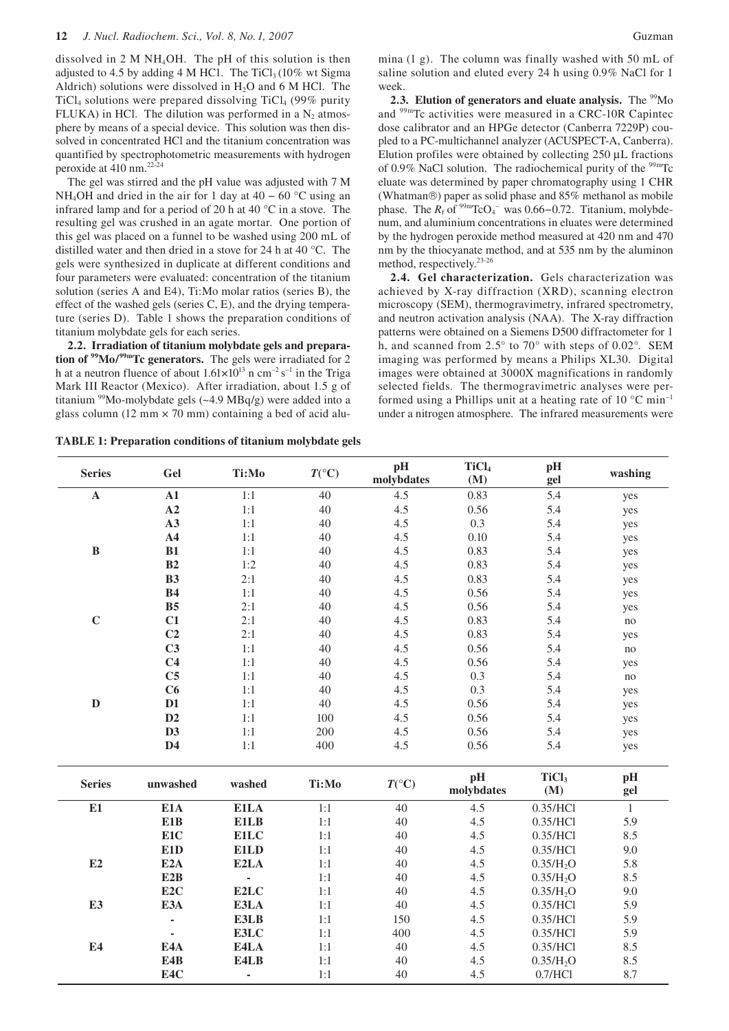dissolved in 2 M $NH_4OH$. The pH of this solution is then adjusted to 4.5 by adding 4 M HCl. The $TiCl_3$ (10% wt Sigma Aldrich) solutions were dissolved in $H_2O$ and 6 M HCl. The $TiCl_4$ solutions were prepared dissolving $TiCl_4$ (99% purity FLUKA) in HCl. The dilution was performed in a $N_2$ atmosphere by means of a special device. This solution was then dissolved in concentrated HCl and the titanium concentration was quantified by spectrophotometric measurements with hydrogen peroxide at 410 nm.[22-24]

The gel was stirred and the pH value was adjusted with 7 M $NH_4OH$ and dried in the air for 1 day at 40 − 60 °C using an infrared lamp and for a period of 20 h at 40 °C in a stove. The resulting gel was crushed in an agate mortar. One portion of this gel was placed on a funnel to be washed using 200 mL of distilled water and then dried in a stove for 24 h at 40 °C. The gels were synthesized in duplicate at different conditions and four parameters were evaluated: concentration of the titanium solution (series A and E4), Ti:Mo molar ratios (series B), the effect of the washed gels (series C, E), and the drying temperature (series D). Table 1 shows the preparation conditions of titanium molybdate gels for each series.

**2.2. Irradiation of titanium molybdate gels and preparation of $^{99}$Mo/$^{99m}$Tc generators.** The gels were irradiated for 2 h at a neutron fluence of about $1.61 \times 10^{13}$ n cm$^{-2}$ s$^{-1}$ in the Triga Mark III Reactor (Mexico). After irradiation, about 1.5 g of titanium $^{99}$Mo-molybdate gels (~4.9 MBq/g) were added into a glass column (12 mm × 70 mm) containing a bed of acid alumina (1 g). The column was finally washed with 50 mL of saline solution and eluted every 24 h using 0.9% NaCl for 1 week.

**2.3. Elution of generators and eluate analysis.** The $^{99}$Mo and $^{99m}$Tc activities were measured in a CRC-10R Capintec dose calibrator and an HPGe detector (Canberra 7229P) coupled to a PC-multichannel analyzer (ACUSPECT-A, Canberra). Elution profiles were obtained by collecting 250 µL fractions of 0.9% NaCl solution. The radiochemical purity of the $^{99m}$Tc eluate was determined by paper chromatography using 1 CHR (Whatman®) paper as solid phase and 85% methanol as mobile phase. The $R_f$ of $^{99m}TcO_4^-$ was 0.66−0.72. Titanium, molybdenum, and aluminium concentrations in eluates were determined by the hydrogen peroxide method measured at 420 nm and 470 nm by the thiocyanate method, and at 535 nm by the aluminon method, respectively.[23-26]

**2.4. Gel characterization.** Gels characterization was achieved by X-ray diffraction (XRD), scanning electron microscopy (SEM), thermogravimetry, infrared spectrometry, and neutron activation analysis (NAA). The X-ray diffraction patterns were obtained on a Siemens D500 diffractometer for 1 h, and scanned from 2.5° to 70° with steps of 0.02°. SEM imaging was performed by means a Philips XL30. Digital images were obtained at 3000X magnifications in randomly selected fields. The thermogravimetric analyses were performed using a Phillips unit at a heating rate of 10 °C min$^{-1}$ under a nitrogen atmosphere. The infrared measurements were

**TABLE 1: Preparation conditions of titanium molybdate gels**

| Series | Gel | Ti:Mo | $T$(°C) | pH molybdates | $TiCl_4$ (M) | pH gel | washing |
|---|---|---|---|---|---|---|---|
| **A** | **A1** | 1:1 | 40 | 4.5 | 0.83 | 5.4 | yes |
| | **A2** | 1:1 | 40 | 4.5 | 0.56 | 5.4 | yes |
| | **A3** | 1:1 | 40 | 4.5 | 0.3 | 5.4 | yes |
| | **A4** | 1:1 | 40 | 4.5 | 0.10 | 5.4 | yes |
| **B** | **B1** | 1:1 | 40 | 4.5 | 0.83 | 5.4 | yes |
| | **B2** | 1:2 | 40 | 4.5 | 0.83 | 5.4 | yes |
| | **B3** | 2:1 | 40 | 4.5 | 0.83 | 5.4 | yes |
| | **B4** | 1:1 | 40 | 4.5 | 0.56 | 5.4 | yes |
| | **B5** | 2:1 | 40 | 4.5 | 0.56 | 5.4 | yes |
| **C** | **C1** | 2:1 | 40 | 4.5 | 0.83 | 5.4 | no |
| | **C2** | 2:1 | 40 | 4.5 | 0.83 | 5.4 | yes |
| | **C3** | 1:1 | 40 | 4.5 | 0.56 | 5.4 | no |
| | **C4** | 1:1 | 40 | 4.5 | 0.56 | 5.4 | yes |
| | **C5** | 1:1 | 40 | 4.5 | 0.3 | 5.4 | no |
| | **C6** | 1:1 | 40 | 4.5 | 0.3 | 5.4 | yes |
| **D** | **D1** | 1:1 | 40 | 4.5 | 0.56 | 5.4 | yes |
| | **D2** | 1:1 | 100 | 4.5 | 0.56 | 5.4 | yes |
| | **D3** | 1:1 | 200 | 4.5 | 0.56 | 5.4 | yes |
| | **D4** | 1:1 | 400 | 4.5 | 0.56 | 5.4 | yes |

| Series | unwashed | washed | Ti:Mo | $T$(°C) | pH molybdates | $TiCl_3$ (M) | pH gel |
|---|---|---|---|---|---|---|---|
| **E1** | **E1A** | **E1LA** | 1:1 | 40 | 4.5 | 0.35/HCl | 1 |
| | **E1B** | **E1LB** | 1:1 | 40 | 4.5 | 0.35/HCl | 5.9 |
| | **E1C** | **E1LC** | 1:1 | 40 | 4.5 | 0.35/HCl | 8.5 |
| | **E1D** | **E1LD** | 1:1 | 40 | 4.5 | 0.35/HCl | 9.0 |
| **E2** | **E2A** | **E2LA** | 1:1 | 40 | 4.5 | 0.35/$H_2O$ | 5.8 |
| | **E2B** | **-** | 1:1 | 40 | 4.5 | 0.35/$H_2O$ | 8.5 |
| | **E2C** | **E2LC** | 1:1 | 40 | 4.5 | 0.35/$H_2O$ | 9.0 |
| **E3** | **E3A** | **E3LA** | 1:1 | 40 | 4.5 | 0.35/HCl | 5.9 |
| | **-** | **E3LB** | 1:1 | 150 | 4.5 | 0.35/HCl | 5.9 |
| | **-** | **E3LC** | 1:1 | 400 | 4.5 | 0.35/HCl | 5.9 |
| **E4** | **E4A** | **E4LA** | 1:1 | 40 | 4.5 | 0.35/HCl | 8.5 |
| | **E4B** | **E4LB** | 1:1 | 40 | 4.5 | 0.35/$H_2O$ | 8.5 |
| | **E4C** | **-** | 1:1 | 40 | 4.5 | 0.7/HCl | 8.7 |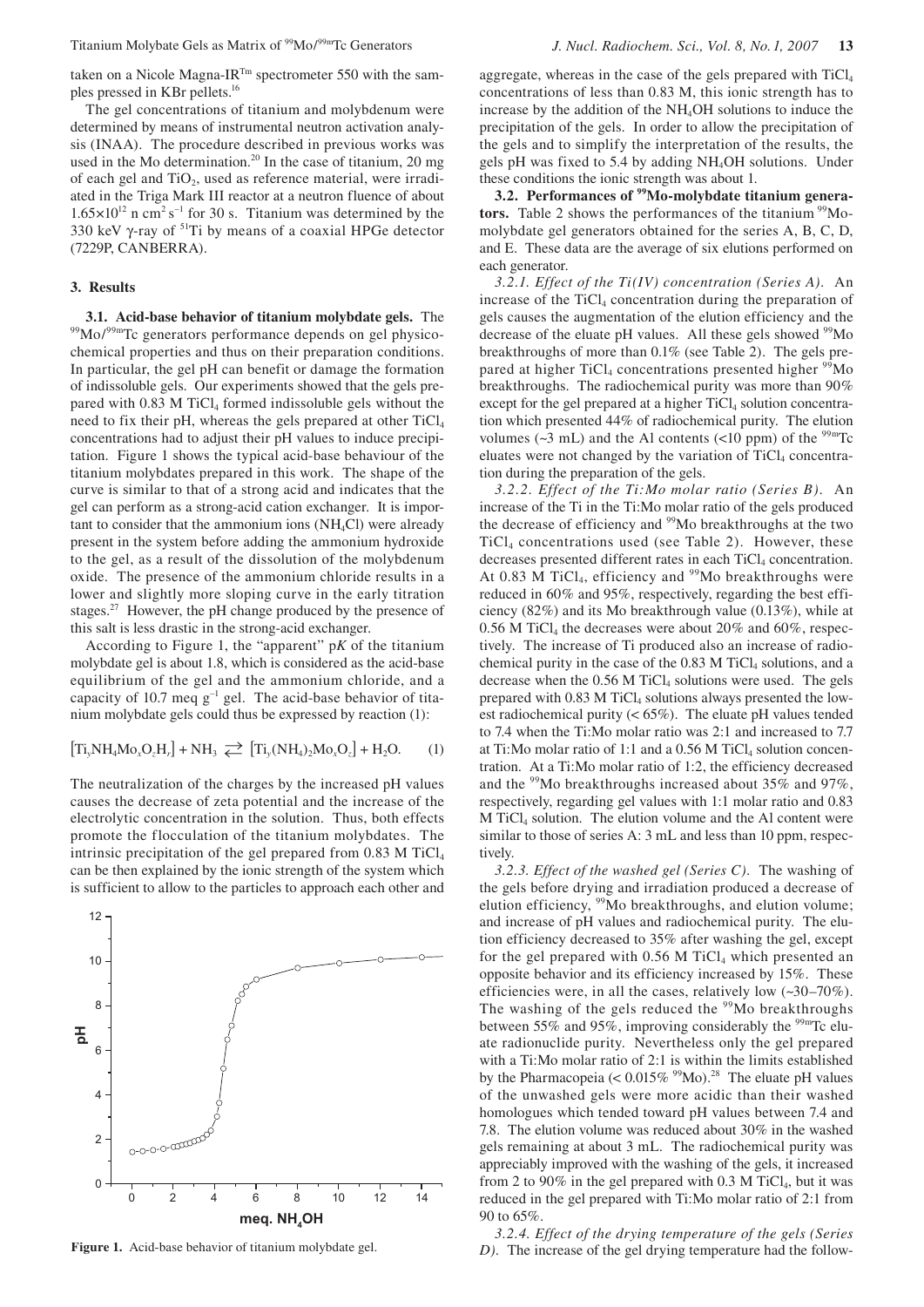taken on a Nicole Magna-IR$^{Tm}$ spectrometer 550 with the samples pressed in KBr pellets.[16]

The gel concentrations of titanium and molybdenum were determined by means of instrumental neutron activation analysis (INAA). The procedure described in previous works was used in the Mo determination.[20] In the case of titanium, 20 mg of each gel and $TiO_2$, used as reference material, were irradiated in the Triga Mark III reactor at a neutron fluence of about $1.65{\times}10^{12}$ n cm$^2$ s$^{-1}$ for 30 s. Titanium was determined by the 330 keV γ-ray of $^{51}$Ti by means of a coaxial HPGe detector (7229P, CANBERRA).

## 3. Results

**3.1. Acid-base behavior of titanium molybdate gels.** The $^{99}$Mo/$^{99m}$Tc generators performance depends on gel physicochemical properties and thus on their preparation conditions. In particular, the gel pH can benefit or damage the formation of indissoluble gels. Our experiments showed that the gels prepared with 0.83 M $TiCl_4$ formed indissoluble gels without the need to fix their pH, whereas the gels prepared at other $TiCl_4$ concentrations had to adjust their pH values to induce precipitation. Figure 1 shows the typical acid-base behaviour of the titanium molybdates prepared in this work. The shape of the curve is similar to that of a strong acid and indicates that the gel can perform as a strong-acid cation exchanger. It is important to consider that the ammonium ions ($NH_4Cl$) were already present in the system before adding the ammonium hydroxide to the gel, as a result of the dissolution of the molybdenum oxide. The presence of the ammonium chloride results in a lower and slightly more sloping curve in the early titration stages.[27] However, the pH change produced by the presence of this salt is less drastic in the strong-acid exchanger.

According to Figure 1, the "apparent" p$K$ of the titanium molybdate gel is about 1.8, which is considered as the acid-base equilibrium of the gel and the ammonium chloride, and a capacity of 10.7 meq g$^{-1}$ gel. The acid-base behavior of titanium molybdate gels could thus be expressed by reaction (1):

$$[Ti_yNH_4Mo_xO_zH_r] + NH_3 \rightleftarrows [Ti_y(NH_4)_2Mo_xO_z] + H_2O. \quad (1)$$

The neutralization of the charges by the increased pH values causes the decrease of zeta potential and the increase of the electrolytic concentration in the solution. Thus, both effects promote the flocculation of the titanium molybdates. The intrinsic precipitation of the gel prepared from 0.83 M $TiCl_4$ can be then explained by the ionic strength of the system which is sufficient to allow to the particles to approach each other and aggregate, whereas in the case of the gels prepared with $TiCl_4$ concentrations of less than 0.83 M, this ionic strength has to increase by the addition of the $NH_4OH$ solutions to induce the precipitation of the gels. In order to allow the precipitation of the gels and to simplify the interpretation of the results, the gels pH was fixed to 5.4 by adding $NH_4OH$ solutions. Under these conditions the ionic strength was about 1.

**Figure 1.** Acid-base behavior of titanium molybdate gel.

**3.2. Performances of $^{99}$Mo-molybdate titanium generators.** Table 2 shows the performances of the titanium $^{99}$Mo-molybdate gel generators obtained for the series A, B, C, D, and E. These data are the average of six elutions performed on each generator.

*3.2.1. Effect of the Ti(IV) concentration (Series A).* An increase of the $TiCl_4$ concentration during the preparation of gels causes the augmentation of the elution efficiency and the decrease of the eluate pH values. All these gels showed $^{99}$Mo breakthroughs of more than 0.1% (see Table 2). The gels prepared at higher $TiCl_4$ concentrations presented higher $^{99}$Mo breakthroughs. The radiochemical purity was more than 90% except for the gel prepared at a higher $TiCl_4$ solution concentration which presented 44% of radiochemical purity. The elution volumes (~3 mL) and the Al contents (<10 ppm) of the $^{99m}$Tc eluates were not changed by the variation of $TiCl_4$ concentration during the preparation of the gels.

*3.2.2. Effect of the Ti:Mo molar ratio (Series B).* An increase of the Ti in the Ti:Mo molar ratio of the gels produced the decrease of efficiency and $^{99}$Mo breakthroughs at the two $TiCl_4$ concentrations used (see Table 2). However, these decreases presented different rates in each $TiCl_4$ concentration. At 0.83 M $TiCl_4$, efficiency and $^{99}$Mo breakthroughs were reduced in 60% and 95%, respectively, regarding the best efficiency (82%) and its Mo breakthrough value (0.13%), while at 0.56 M $TiCl_4$ the decreases were about 20% and 60%, respectively. The increase of Ti produced also an increase of radiochemical purity in the case of the 0.83 M $TiCl_4$ solutions, and a decrease when the 0.56 M $TiCl_4$ solutions were used. The gels prepared with 0.83 M $TiCl_4$ solutions always presented the lowest radiochemical purity (< 65%). The eluate pH values tended to 7.4 when the Ti:Mo molar ratio was 2:1 and increased to 7.7 at Ti:Mo molar ratio of 1:1 and a 0.56 M $TiCl_4$ solution concentration. At a Ti:Mo molar ratio of 1:2, the efficiency decreased and the $^{99}$Mo breakthroughs increased about 35% and 97%, respectively, regarding gel values with 1:1 molar ratio and 0.83 M $TiCl_4$ solution. The elution volume and the Al content were similar to those of series A: 3 mL and less than 10 ppm, respectively.

*3.2.3. Effect of the washed gel (Series C).* The washing of the gels before drying and irradiation produced a decrease of elution efficiency, $^{99}$Mo breakthroughs, and elution volume; and increase of pH values and radiochemical purity. The elution efficiency decreased to 35% after washing the gel, except for the gel prepared with 0.56 M $TiCl_4$ which presented an opposite behavior and its efficiency increased by 15%. These efficiencies were, in all the cases, relatively low (~30–70%). The washing of the gels reduced the $^{99}$Mo breakthroughs between 55% and 95%, improving considerably the $^{99m}$Tc eluate radionuclide purity. Nevertheless only the gel prepared with a Ti:Mo molar ratio of 2:1 is within the limits established by the Pharmacopeia (< 0.015% $^{99}$Mo).[28] The eluate pH values of the unwashed gels were more acidic than their washed homologues which tended toward pH values between 7.4 and 7.8. The elution volume was reduced about 30% in the washed gels remaining at about 3 mL. The radiochemical purity was appreciably improved with the washing of the gels, it increased from 2 to 90% in the gel prepared with 0.3 M $TiCl_4$, but it was reduced in the gel prepared with Ti:Mo molar ratio of 2:1 from 90 to 65%.

*3.2.4. Effect of the drying temperature of the gels (Series D).* The increase of the gel drying temperature had the follow-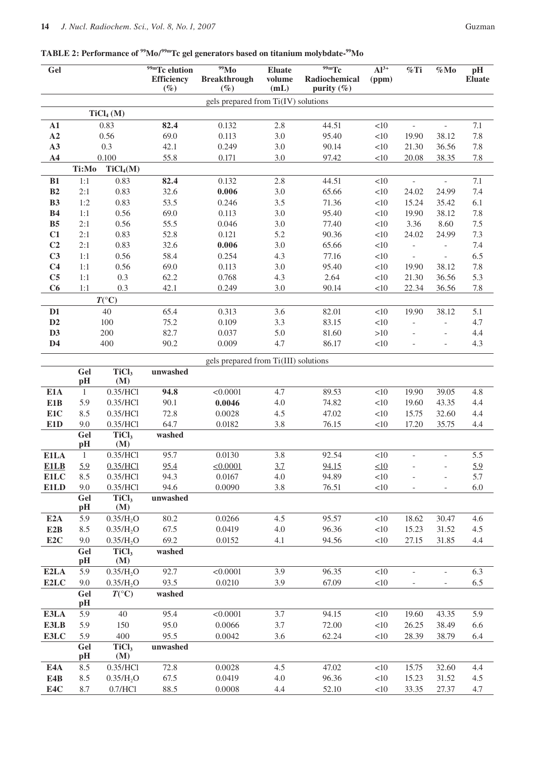**TABLE 2: Performance of $^{99}$Mo/$^{99m}$Tc gel generators based on titanium molybdate-$^{99}$Mo**

| Gel | | | $^{99m}$Tc elution Efficiency (%) | $^{99}$Mo Breakthrough (%) | Eluate volume (mL) | $^{99m}$Tc Radiochemical purity (%) | $Al^{3+}$ (ppm) | %Ti | %Mo | pH Eluate |
|---|---|---|---|---|---|---|---|---|---|---|
| gels prepared from Ti(IV) solutions | | | | | | | | | | |
| | $TiCl_4$ (M) | | | | | | | | | |
| **A1** | 0.83 | | **82.4** | 0.132 | 2.8 | 44.51 | <10 | - | - | 7.1 |
| **A2** | 0.56 | | 69.0 | 0.113 | 3.0 | 95.40 | <10 | 19.90 | 38.12 | 7.8 |
| **A3** | 0.3 | | 42.1 | 0.249 | 3.0 | 90.14 | <10 | 21.30 | 36.56 | 7.8 |
| **A4** | 0.100 | | 55.8 | 0.171 | 3.0 | 97.42 | <10 | 20.08 | 38.35 | 7.8 |
| | Ti:Mo | $TiCl_4$(M) | | | | | | | | |
| **B1** | 1:1 | 0.83 | **82.4** | 0.132 | 2.8 | 44.51 | <10 | - | - | 7.1 |
| **B2** | 2:1 | 0.83 | 32.6 | **0.006** | 3.0 | 65.66 | <10 | 24.02 | 24.99 | 7.4 |
| **B3** | 1:2 | 0.83 | 53.5 | 0.246 | 3.5 | 71.36 | <10 | 15.24 | 35.42 | 6.1 |
| **B4** | 1:1 | 0.56 | 69.0 | 0.113 | 3.0 | 95.40 | <10 | 19.90 | 38.12 | 7.8 |
| **B5** | 2:1 | 0.56 | 55.5 | 0.046 | 3.0 | 77.40 | <10 | 3.36 | 8.60 | 7.5 |
| **C1** | 2:1 | 0.83 | 52.8 | 0.121 | 5.2 | 90.36 | <10 | 24.02 | 24.99 | 7.3 |
| **C2** | 2:1 | 0.83 | 32.6 | **0.006** | 3.0 | 65.66 | <10 | - | - | 7.4 |
| **C3** | 1:1 | 0.56 | 58.4 | 0.254 | 4.3 | 77.16 | <10 | - | - | 6.5 |
| **C4** | 1:1 | 0.56 | 69.0 | 0.113 | 3.0 | 95.40 | <10 | 19.90 | 38.12 | 7.8 |
| **C5** | 1:1 | 0.3 | 62.2 | 0.768 | 4.3 | 2.64 | <10 | 21.30 | 36.56 | 5.3 |
| **C6** | 1:1 | 0.3 | 42.1 | 0.249 | 3.0 | 90.14 | <10 | 22.34 | 36.56 | 7.8 |
| | *T*(°C) | | | | | | | | | |
| **D1** | 40 | | 65.4 | 0.313 | 3.6 | 82.01 | <10 | 19.90 | 38.12 | 5.1 |
| **D2** | 100 | | 75.2 | 0.109 | 3.3 | 83.15 | <10 | - | - | 4.7 |
| **D3** | 200 | | 82.7 | 0.037 | 5.0 | 81.60 | >10 | - | - | 4.4 |
| **D4** | 400 | | 90.2 | 0.009 | 4.7 | 86.17 | <10 | - | - | 4.3 |
| gels prepared from Ti(III) solutions | | | | | | | | | | |
| | Gel pH | $TiCl_3$ (M) | unwashed | | | | | | | |
| **E1A** | 1 | 0.35/HCl | **94.8** | <0.0001 | 4.7 | 89.53 | <10 | 19.90 | 39.05 | 4.8 |
| **E1B** | 5.9 | 0.35/HCl | 90.1 | **0.0046** | 4.0 | 74.82 | <10 | 19.60 | 43.35 | 4.4 |
| **E1C** | 8.5 | 0.35/HCl | 72.8 | 0.0028 | 4.5 | 47.02 | <10 | 15.75 | 32.60 | 4.4 |
| **E1D** | 9.0 | 0.35/HCl | 64.7 | 0.0182 | 3.8 | 76.15 | <10 | 17.20 | 35.75 | 4.4 |
| | Gel pH | $TiCl_3$ (M) | washed | | | | | | | |
| **E1LA** | 1 | 0.35/HCl | 95.7 | 0.0130 | 3.8 | 92.54 | <10 | - | - | 5.5 |
| **E1LB** | 5.9 | 0.35/HCl | 95.4 | <0.0001 | 3.7 | 94.15 | <10 | - | - | 5.9 |
| **E1LC** | 8.5 | 0.35/HCl | 94.3 | 0.0167 | 4.0 | 94.89 | <10 | - | - | 5.7 |
| **E1LD** | 9.0 | 0.35/HCl | 94.6 | 0.0090 | 3.8 | 76.51 | <10 | - | - | 6.0 |
| | Gel pH | $TiCl_3$ (M) | unwashed | | | | | | | |
| **E2A** | 5.9 | 0.35/$H_2O$ | 80.2 | 0.0266 | 4.5 | 95.57 | <10 | 18.62 | 30.47 | 4.6 |
| **E2B** | 8.5 | 0.35/$H_2O$ | 67.5 | 0.0419 | 4.0 | 96.36 | <10 | 15.23 | 31.52 | 4.5 |
| **E2C** | 9.0 | 0.35/$H_2O$ | 69.2 | 0.0152 | 4.1 | 94.56 | <10 | 27.15 | 31.85 | 4.4 |
| | Gel pH | $TiCl_3$ (M) | washed | | | | | | | |
| **E2LA** | 5.9 | 0.35/$H_2O$ | 92.7 | <0.0001 | 3.9 | 96.35 | <10 | - | - | 6.3 |
| **E2LC** | 9.0 | 0.35/$H_2O$ | 93.5 | 0.0210 | 3.9 | 67.09 | <10 | - | - | 6.5 |
| | Gel pH | *T*(°C) | washed | | | | | | | |
| **E3LA** | 5.9 | 40 | 95.4 | <0.0001 | 3.7 | 94.15 | <10 | 19.60 | 43.35 | 5.9 |
| **E3LB** | 5.9 | 150 | 95.0 | 0.0066 | 3.7 | 72.00 | <10 | 26.25 | 38.49 | 6.6 |
| **E3LC** | 5.9 | 400 | 95.5 | 0.0042 | 3.6 | 62.24 | <10 | 28.39 | 38.79 | 6.4 |
| | Gel pH | $TiCl_3$ (M) | unwashed | | | | | | | |
| **E4A** | 8.5 | 0.35/HCl | 72.8 | 0.0028 | 4.5 | 47.02 | <10 | 15.75 | 32.60 | 4.4 |
| **E4B** | 8.5 | 0.35/$H_2O$ | 67.5 | 0.0419 | 4.0 | 96.36 | <10 | 15.23 | 31.52 | 4.5 |
| **E4C** | 8.7 | 0.7/HCl | 88.5 | 0.0008 | 4.4 | 52.10 | <10 | 33.35 | 27.37 | 4.7 |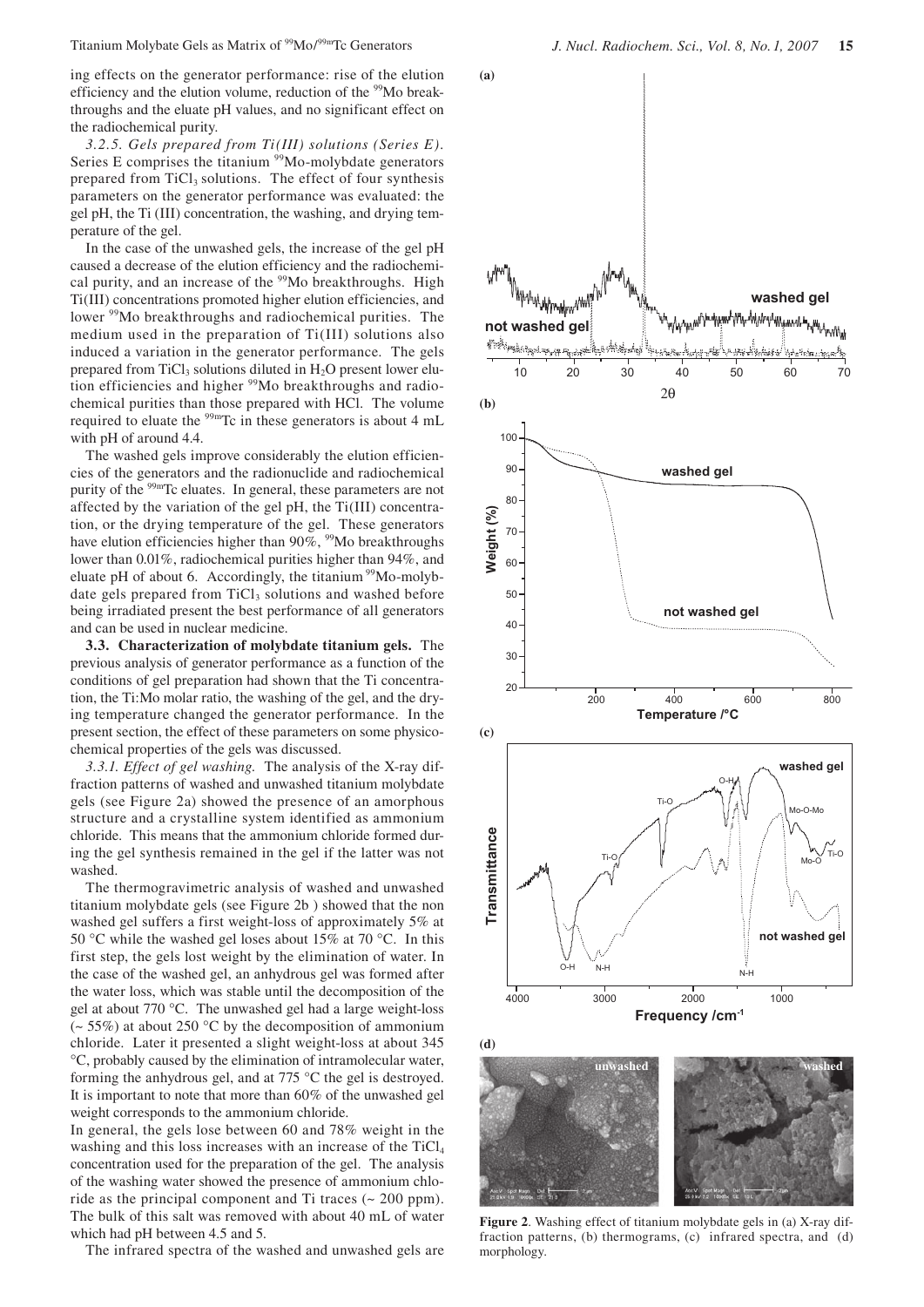ing effects on the generator performance: rise of the elution efficiency and the elution volume, reduction of the $^{99}$Mo breakthroughs and the eluate pH values, and no significant effect on the radiochemical purity.

*3.2.5. Gels prepared from Ti(III) solutions (Series E).* Series E comprises the titanium $^{99}$Mo-molybdate generators prepared from $TiCl_3$ solutions. The effect of four synthesis parameters on the generator performance was evaluated: the gel pH, the Ti (III) concentration, the washing, and drying temperature of the gel.

In the case of the unwashed gels, the increase of the gel pH caused a decrease of the elution efficiency and the radiochemical purity, and an increase of the $^{99}$Mo breakthroughs. High Ti(III) concentrations promoted higher elution efficiencies, and lower $^{99}$Mo breakthroughs and radiochemical purities. The medium used in the preparation of Ti(III) solutions also induced a variation in the generator performance. The gels prepared from $TiCl_3$ solutions diluted in $H_2O$ present lower elution efficiencies and higher $^{99}$Mo breakthroughs and radiochemical purities than those prepared with HCl. The volume required to eluate the $^{99m}$Tc in these generators is about 4 mL with pH of around 4.4.

The washed gels improve considerably the elution efficiencies of the generators and the radionuclide and radiochemical purity of the $^{99m}$Tc eluates. In general, these parameters are not affected by the variation of the gel pH, the Ti(III) concentration, or the drying temperature of the gel. These generators have elution efficiencies higher than 90%, $^{99}$Mo breakthroughs lower than 0.01%, radiochemical purities higher than 94%, and eluate pH of about 6. Accordingly, the titanium $^{99}$Mo-molybdate gels prepared from $TiCl_3$ solutions and washed before being irradiated present the best performance of all generators and can be used in nuclear medicine.

**3.3. Characterization of molybdate titanium gels.** The previous analysis of generator performance as a function of the conditions of gel preparation had shown that the Ti concentration, the Ti:Mo molar ratio, the washing of the gel, and the drying temperature changed the generator performance. In the present section, the effect of these parameters on some physicochemical properties of the gels was discussed.

*3.3.1. Effect of gel washing.* The analysis of the X-ray diffraction patterns of washed and unwashed titanium molybdate gels (see Figure 2a) showed the presence of an amorphous structure and a crystalline system identified as ammonium chloride. This means that the ammonium chloride formed during the gel synthesis remained in the gel if the latter was not washed.

The thermogravimetric analysis of washed and unwashed titanium molybdate gels (see Figure 2b ) showed that the non washed gel suffers a first weight-loss of approximately 5% at 50 °C while the washed gel loses about 15% at 70 °C. In this first step, the gels lost weight by the elimination of water. In the case of the washed gel, an anhydrous gel was formed after the water loss, which was stable until the decomposition of the gel at about 770 °C. The unwashed gel had a large weight-loss (~ 55%) at about 250 °C by the decomposition of ammonium chloride. Later it presented a slight weight-loss at about 345 °C, probably caused by the elimination of intramolecular water, forming the anhydrous gel, and at 775 °C the gel is destroyed. It is important to note that more than 60% of the unwashed gel weight corresponds to the ammonium chloride.

In general, the gels lose between 60 and 78% weight in the washing and this loss increases with an increase of the $TiCl_4$ concentration used for the preparation of the gel. The analysis of the washing water showed the presence of ammonium chloride as the principal component and Ti traces (~ 200 ppm). The bulk of this salt was removed with about 40 mL of water which had pH between 4.5 and 5.

The infrared spectra of the washed and unwashed gels are

**Figure 2**. Washing effect of titanium molybdate gels in (a) X-ray diffraction patterns, (b) thermograms, (c) infrared spectra, and (d) morphology.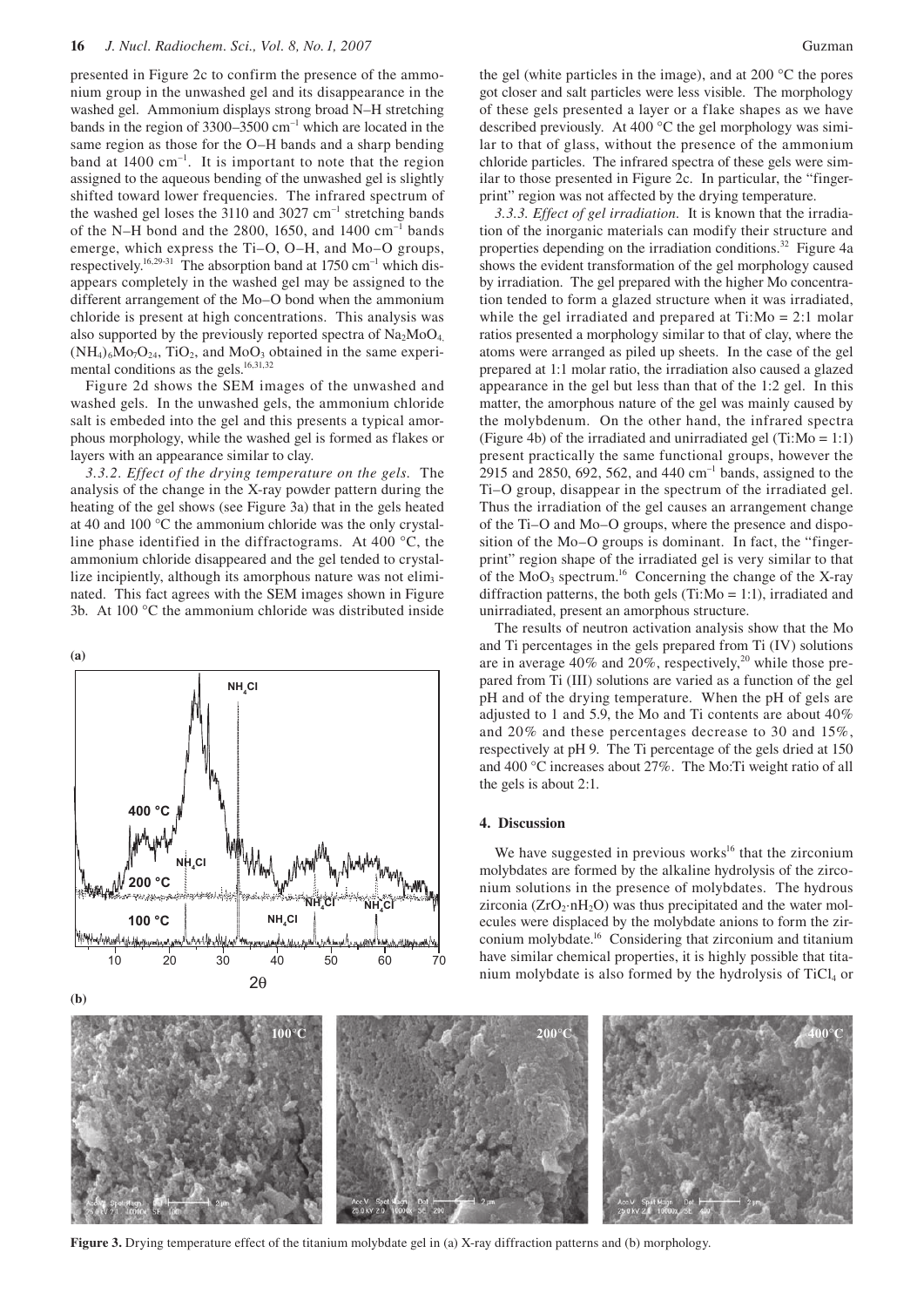presented in Figure 2c to confirm the presence of the ammonium group in the unwashed gel and its disappearance in the washed gel. Ammonium displays strong broad N–H stretching bands in the region of 3300–3500 cm$^{-1}$ which are located in the same region as those for the O–H bands and a sharp bending band at 1400 cm$^{-1}$. It is important to note that the region assigned to the aqueous bending of the unwashed gel is slightly shifted toward lower frequencies. The infrared spectrum of the washed gel loses the 3110 and 3027 cm$^{-1}$ stretching bands of the N–H bond and the 2800, 1650, and 1400 cm$^{-1}$ bands emerge, which express the Ti–O, O–H, and Mo–O groups, respectively.[16,29-31] The absorption band at 1750 cm$^{-1}$ which disappears completely in the washed gel may be assigned to the different arrangement of the Mo–O bond when the ammonium chloride is present at high concentrations. This analysis was also supported by the previously reported spectra of $Na_2MoO_4$, $(NH_4)_6Mo_7O_{24}$, $TiO_2$, and $MoO_3$ obtained in the same experimental conditions as the gels.[16,31,32]

Figure 2d shows the SEM images of the unwashed and washed gels. In the unwashed gels, the ammonium chloride salt is embeded into the gel and this presents a typical amorphous morphology, while the washed gel is formed as flakes or layers with an appearance similar to clay.

*3.3.2. Effect of the drying temperature on the gels.* The analysis of the change in the X-ray powder pattern during the heating of the gel shows (see Figure 3a) that in the gels heated at 40 and 100 °C the ammonium chloride was the only crystalline phase identified in the diffractograms. At 400 °C, the ammonium chloride disappeared and the gel tended to crystallize incipiently, although its amorphous nature was not eliminated. This fact agrees with the SEM images shown in Figure 3b. At 100 °C the ammonium chloride was distributed inside the gel (white particles in the image), and at 200 °C the pores got closer and salt particles were less visible. The morphology of these gels presented a layer or a flake shapes as we have described previously. At 400 °C the gel morphology was similar to that of glass, without the presence of the ammonium chloride particles. The infrared spectra of these gels were similar to those presented in Figure 2c. In particular, the "fingerprint" region was not affected by the drying temperature.

*3.3.3. Effect of gel irradiation.* It is known that the irradiation of the inorganic materials can modify their structure and properties depending on the irradiation conditions.[32] Figure 4a shows the evident transformation of the gel morphology caused by irradiation. The gel prepared with the higher Mo concentration tended to form a glazed structure when it was irradiated, while the gel irradiated and prepared at Ti:Mo = 2:1 molar ratios presented a morphology similar to that of clay, where the atoms were arranged as piled up sheets. In the case of the gel prepared at 1:1 molar ratio, the irradiation also caused a glazed appearance in the gel but less than that of the 1:2 gel. In this matter, the amorphous nature of the gel was mainly caused by the molybdenum. On the other hand, the infrared spectra (Figure 4b) of the irradiated and unirradiated gel (Ti:Mo = 1:1) present practically the same functional groups, however the 2915 and 2850, 692, 562, and 440 cm$^{-1}$ bands, assigned to the Ti–O group, disappear in the spectrum of the irradiated gel. Thus the irradiation of the gel causes an arrangement change of the Ti–O and Mo–O groups, where the presence and disposition of the Mo–O groups is dominant. In fact, the "fingerprint" region shape of the irradiated gel is very similar to that of the $MoO_3$ spectrum.[16] Concerning the change of the X-ray diffraction patterns, the both gels (Ti:Mo = 1:1), irradiated and unirradiated, present an amorphous structure.

The results of neutron activation analysis show that the Mo and Ti percentages in the gels prepared from Ti (IV) solutions are in average 40% and 20%, respectively,[20] while those prepared from Ti (III) solutions are varied as a function of the gel pH and of the drying temperature. When the pH of gels are adjusted to 1 and 5.9, the Mo and Ti contents are about 40% and 20% and these percentages decrease to 30 and 15%, respectively at pH 9. The Ti percentage of the gels dried at 150 and 400 °C increases about 27%. The Mo:Ti weight ratio of all the gels is about 2:1.

## 4. Discussion

We have suggested in previous works[16] that the zirconium molybdates are formed by the alkaline hydrolysis of the zirconium solutions in the presence of molybdates. The hydrous zirconia ($ZrO_2 \cdot nH_2O$) was thus precipitated and the water molecules were displaced by the molybdate anions to form the zirconium molybdate.[16] Considering that zirconium and titanium have similar chemical properties, it is highly possible that titanium molybdate is also formed by the hydrolysis of $TiCl_4$ or

**Figure 3.** Drying temperature effect of the titanium molybdate gel in (a) X-ray diffraction patterns and (b) morphology.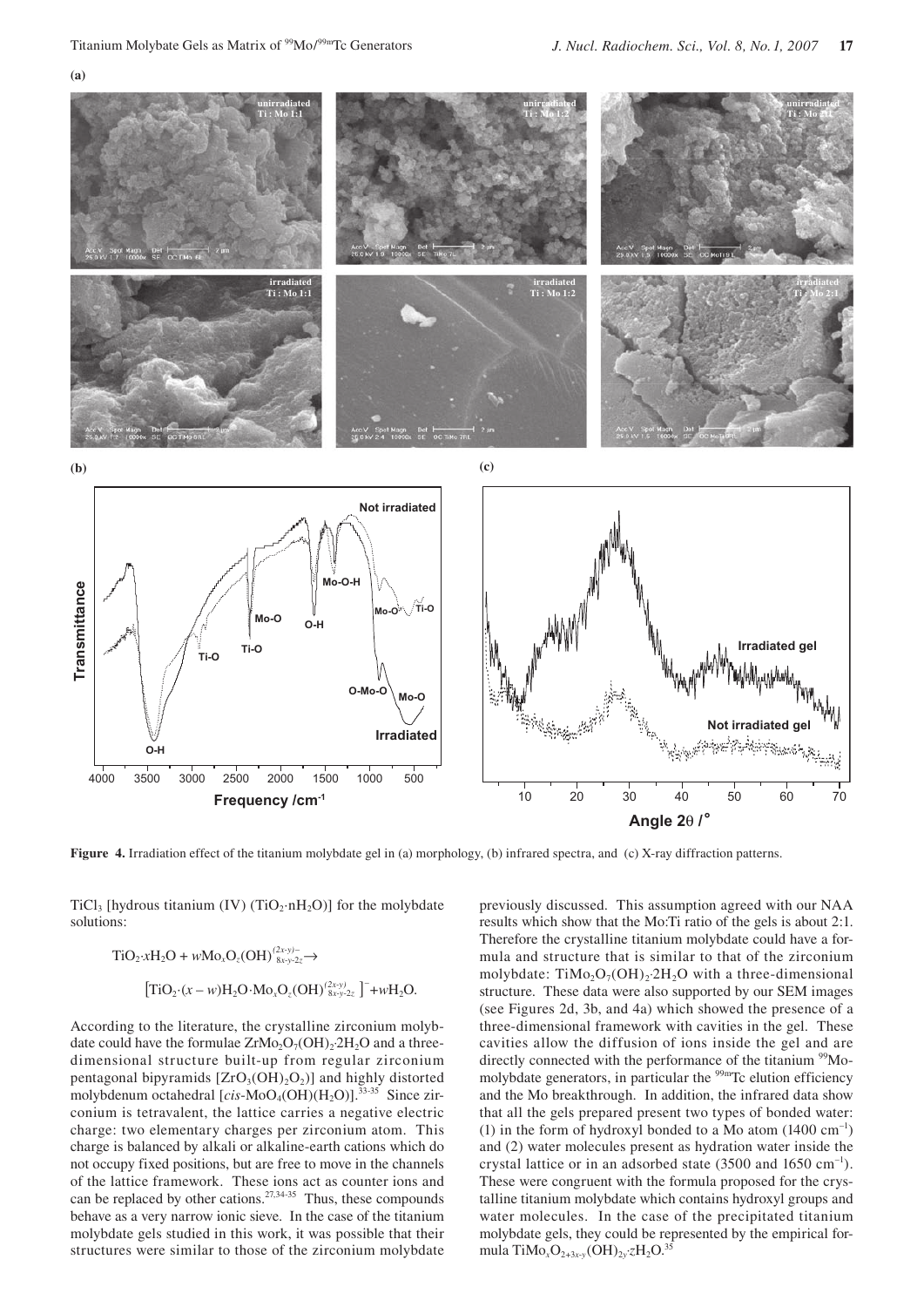**(a)**

**(b)** **(c)**

**Figure 4.** Irradiation effect of the titanium molybdate gel in (a) morphology, (b) infrared spectra, and (c) X-ray diffraction patterns.

$TiCl_3$ [hydrous titanium (IV) ($TiO_2{\cdot}nH_2O$)] for the molybdate solutions:

$$TiO_2{\cdot}xH_2O + wMo_xO_z(OH)_{8x-y-2z}^{(2x-y)-} \rightarrow$$

$$\left[TiO_2{\cdot}(x-w)H_2O{\cdot}Mo_xO_z(OH)_{8x-y-2z}^{(2x-y)}\right]^{-} + wH_2O.$$

According to the literature, the crystalline zirconium molybdate could have the formulae $ZrMo_2O_7(OH)_2{\cdot}2H_2O$ and a three-dimensional structure built-up from regular zirconium pentagonal bipyramids [$ZrO_3(OH)_2O_2$)] and highly distorted molybdenum octahedral [*cis*-$MoO_4(OH)(H_2O)$)].[33-35] Since zirconium is tetravalent, the lattice carries a negative electric charge: two elementary charges per zirconium atom. This charge is balanced by alkali or alkaline-earth cations which do not occupy fixed positions, but are free to move in the channels of the lattice framework. These ions act as counter ions and can be replaced by other cations.[27,34-35] Thus, these compounds behave as a very narrow ionic sieve. In the case of the titanium molybdate gels studied in this work, it was possible that their structures were similar to those of the zirconium molybdate previously discussed. This assumption agreed with our NAA results which show that the Mo:Ti ratio of the gels is about 2:1. Therefore the crystalline titanium molybdate could have a formula and structure that is similar to that of the zirconium molybdate: $TiMo_2O_7(OH)_2{\cdot}2H_2O$ with a three-dimensional structure. These data were also supported by our SEM images (see Figures 2d, 3b, and 4a) which showed the presence of a three-dimensional framework with cavities in the gel. These cavities allow the diffusion of ions inside the gel and are directly connected with the performance of the titanium $^{99}$Mo-molybdate generators, in particular the $^{99m}$Tc elution efficiency and the Mo breakthrough. In addition, the infrared data show that all the gels prepared present two types of bonded water: (1) in the form of hydroxyl bonded to a Mo atom (1400 $cm^{-1}$) and (2) water molecules present as hydration water inside the crystal lattice or in an adsorbed state (3500 and 1650 $cm^{-1}$). These were congruent with the formula proposed for the crystalline titanium molybdate which contains hydroxyl groups and water molecules. In the case of the precipitated titanium molybdate gels, they could be represented by the empirical formula $TiMo_xO_{2+3x-y}(OH)_{2y}{\cdot}zH_2O$.[35]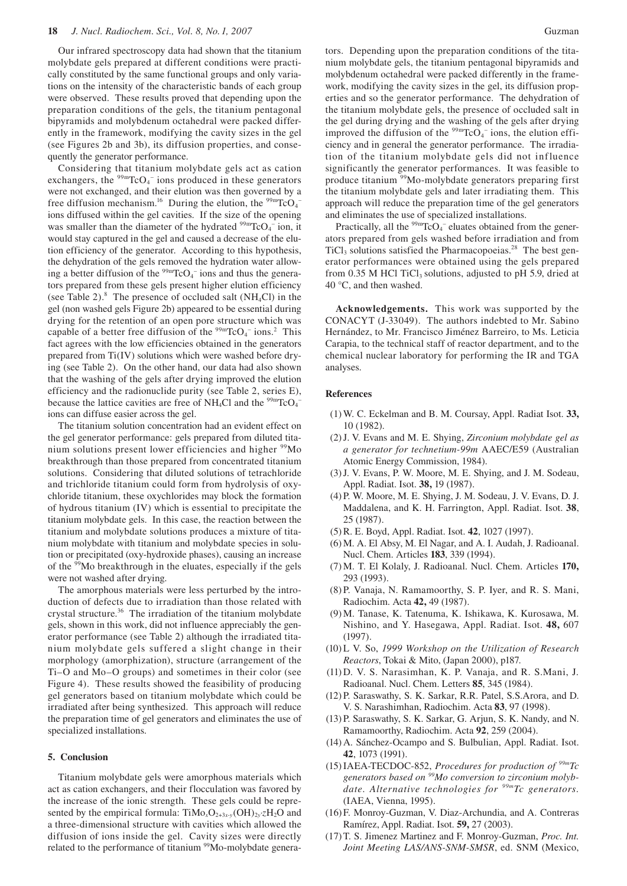Our infrared spectroscopy data had shown that the titanium molybdate gels prepared at different conditions were practically constituted by the same functional groups and only variations on the intensity of the characteristic bands of each group were observed. These results proved that depending upon the preparation conditions of the gels, the titanium pentagonal bipyramids and molybdenum octahedral were packed differently in the framework, modifying the cavity sizes in the gel (see Figures 2b and 3b), its diffusion properties, and consequently the generator performance.

Considering that titanium molybdate gels act as cation exchangers, the $^{99m}TcO_4^-$ ions produced in these generators were not exchanged, and their elution was then governed by a free diffusion mechanism.[16] During the elution, the $^{99m}TcO_4^-$ ions diffused within the gel cavities. If the size of the opening was smaller than the diameter of the hydrated $^{99m}TcO_4^-$ ion, it would stay captured in the gel and caused a decrease of the elution efficiency of the generator. According to this hypothesis, the dehydration of the gels removed the hydration water allowing a better diffusion of the $^{99m}TcO_4^-$ ions and thus the generators prepared from these gels present higher elution efficiency (see Table 2).[8] The presence of occluded salt ($NH_4Cl$) in the gel (non washed gels Figure 2b) appeared to be essential during drying for the retention of an open pore structure which was capable of a better free diffusion of the $^{99m}TcO_4^-$ ions.[2] This fact agrees with the low efficiencies obtained in the generators prepared from Ti(IV) solutions which were washed before drying (see Table 2). On the other hand, our data had also shown that the washing of the gels after drying improved the elution efficiency and the radionuclide purity (see Table 2, series E), because the lattice cavities are free of $NH_4Cl$ and the $^{99m}TcO_4^-$ ions can diffuse easier across the gel.

The titanium solution concentration had an evident effect on the gel generator performance: gels prepared from diluted titanium solutions present lower efficiencies and higher $^{99}Mo$ breakthrough than those prepared from concentrated titanium solutions. Considering that diluted solutions of tetrachloride and trichloride titanium could form from hydrolysis of oxychloride titanium, these oxychlorides may block the formation of hydrous titanium (IV) which is essential to precipitate the titanium molybdate gels. In this case, the reaction between the titanium and molybdate solutions produces a mixture of titanium molybdate with titanium and molybdate species in solution or precipitated (oxy-hydroxide phases), causing an increase of the $^{99}Mo$ breakthrough in the eluates, especially if the gels were not washed after drying.

The amorphous materials were less perturbed by the introduction of defects due to irradiation than those related with crystal structure.[36] The irradiation of the titanium molybdate gels, shown in this work, did not influence appreciably the generator performance (see Table 2) although the irradiated titanium molybdate gels suffered a slight change in their morphology (amorphization), structure (arrangement of the Ti–O and Mo–O groups) and sometimes in their color (see Figure 4). These results showed the feasibility of producing gel generators based on titanium molybdate which could be irradiated after being synthesized. This approach will reduce the preparation time of gel generators and eliminates the use of specialized installations.

## 5. Conclusion

Titanium molybdate gels were amorphous materials which act as cation exchangers, and their flocculation was favored by the increase of the ionic strength. These gels could be represented by the empirical formula: $TiMo_xO_{2+3x-y}(OH)_{2y}{\cdot}zH_2O$ and a three-dimensional structure with cavities which allowed the diffusion of ions inside the gel. Cavity sizes were directly related to the performance of titanium $^{99}Mo$-molybdate generators. Depending upon the preparation conditions of the titanium molybdate gels, the titanium pentagonal bipyramids and molybdenum octahedral were packed differently in the framework, modifying the cavity sizes in the gel, its diffusion properties and so the generator performance. The dehydration of the titanium molybdate gels, the presence of occluded salt in the gel during drying and the washing of the gels after drying improved the diffusion of the $^{99m}TcO_4^-$ ions, the elution efficiency and in general the generator performance. The irradiation of the titanium molybdate gels did not influence significantly the generator performances. It was feasible to produce titanium $^{99}Mo$-molybdate generators preparing first the titanium molybdate gels and later irradiating them. This approach will reduce the preparation time of the gel generators and eliminates the use of specialized installations.

Practically, all the $^{99m}TcO_4^-$ eluates obtained from the generators prepared from gels washed before irradiation and from $TiCl_3$ solutions satisfied the Pharmacopoeias.[28] The best generator performances were obtained using the gels prepared from 0.35 M HCl $TiCl_3$ solutions, adjusted to pH 5.9, dried at 40 °C, and then washed.

**Acknowledgements.** This work was supported by the CONACYT (J-33049). The authors indebted to Mr. Sabino Hernández, to Mr. Francisco Jiménez Barreiro, to Ms. Leticia Carapia, to the technical staff of reactor department, and to the chemical nuclear laboratory for performing the IR and TGA analyses.

## References

(1) W. C. Eckelman and B. M. Coursay, Appl. Radiat Isot. **33,** 10 (1982).

(2) J. V. Evans and M. E. Shying, *Zirconium molybdate gel as a generator for technetium-99m* AAEC/E59 (Australian Atomic Energy Commission, 1984).

(3) J. V. Evans, P. W. Moore, M. E. Shying, and J. M. Sodeau, Appl. Radiat. Isot. **38,** 19 (1987).

(4) P. W. Moore, M. E. Shying, J. M. Sodeau, J. V. Evans, D. J. Maddalena, and K. H. Farrington, Appl. Radiat. Isot. **38**, 25 (1987).

(5) R. E. Boyd, Appl. Radiat. Isot. **42**, 1027 (1997).

(6) M. A. El Absy, M. El Nagar, and A. I. Audah, J. Radioanal. Nucl. Chem. Articles **183**, 339 (1994).

(7) M. T. El Kolaly, J. Radioanal. Nucl. Chem. Articles **170,** 293 (1993).

(8) P. Vanaja, N. Ramamoorthy, S. P. Iyer, and R. S. Mani, Radiochim. Acta **42,** 49 (1987).

(9) M. Tanase, K. Tatenuma, K. Ishikawa, K. Kurosawa, M. Nishino, and Y. Hasegawa, Appl. Radiat. Isot. **48,** 607 (1997).

(10) L V. So, *1999 Workshop on the Utilization of Research Reactors*, Tokai & Mito, (Japan 2000), p187.

(11) D. V. S. Narasimhan, K. P. Vanaja, and R. S.Mani, J. Radioanal. Nucl. Chem. Letters **85**, 345 (1984).

(12) P. Saraswathy, S. K. Sarkar, R.R. Patel, S.S.Arora, and D. V. S. Narashimhan, Radiochim. Acta **83**, 97 (1998).

(13) P. Saraswathy, S. K. Sarkar, G. Arjun, S. K. Nandy, and N. Ramamoorthy, Radiochim. Acta **92**, 259 (2004).

(14) A. Sánchez-Ocampo and S. Bulbulian, Appl. Radiat. Isot. **42**, 1073 (1991).

(15) IAEA-TECDOC-852, *Procedures for production of $^{99m}Tc$ generators based on $^{99}Mo$ conversion to zirconium molybdate. Alternative technologies for $^{99m}Tc$ generators*. (IAEA, Vienna, 1995).

(16) F. Monroy-Guzman, V. Diaz-Archundia, and A. Contreras Ramírez, Appl. Radiat. Isot. **59,** 27 (2003).

(17) T. S. Jimenez Martinez and F. Monroy-Guzman, *Proc. Int. Joint Meeting LAS/ANS-SNM-SMSR*, ed. SNM (Mexico,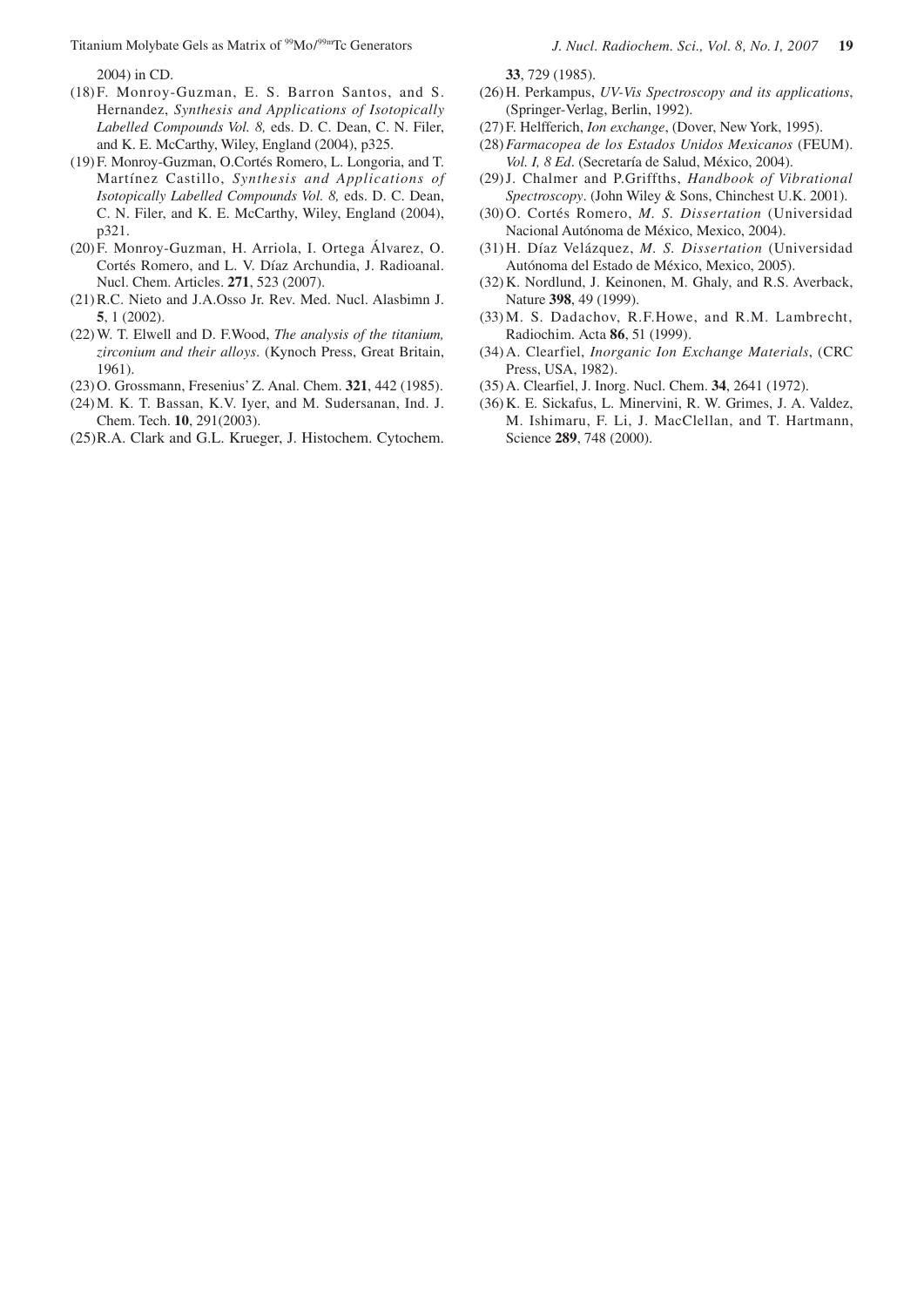2004) in CD.

(18) F. Monroy-Guzman, E. S. Barron Santos, and S. Hernandez, *Synthesis and Applications of Isotopically Labelled Compounds Vol. 8,* eds. D. C. Dean, C. N. Filer, and K. E. McCarthy, Wiley, England (2004), p325.

(19) F. Monroy-Guzman, O.Cortés Romero, L. Longoria, and T. Martínez Castillo, *Synthesis and Applications of Isotopically Labelled Compounds Vol. 8,* eds. D. C. Dean, C. N. Filer, and K. E. McCarthy, Wiley, England (2004), p321.

(20) F. Monroy-Guzman, H. Arriola, I. Ortega Álvarez, O. Cortés Romero, and L. V. Díaz Archundia, J. Radioanal. Nucl. Chem. Articles. **271**, 523 (2007).

(21) R.C. Nieto and J.A.Osso Jr. Rev. Med. Nucl. Alasbimn J. **5**, 1 (2002).

(22) W. T. Elwell and D. F.Wood, *The analysis of the titanium, zirconium and their alloys*. (Kynoch Press, Great Britain, 1961).

(23) O. Grossmann, Fresenius' Z. Anal. Chem. **321**, 442 (1985).

(24) M. K. T. Bassan, K.V. Iyer, and M. Sudersanan, Ind. J. Chem. Tech. **10**, 291(2003).

(25) R.A. Clark and G.L. Krueger, J. Histochem. Cytochem. **33**, 729 (1985).

(26) H. Perkampus, *UV-Vis Spectroscopy and its applications*, (Springer-Verlag, Berlin, 1992).

(27) F. Helfferich, *Ion exchange*, (Dover, New York, 1995).

(28) *Farmacopea de los Estados Unidos Mexicanos* (FEUM). *Vol. I, 8 Ed*. (Secretaría de Salud, México, 2004).

(29) J. Chalmer and P.Griffths, *Handbook of Vibrational Spectroscopy*. (John Wiley & Sons, Chinchest U.K. 2001).

(30) O. Cortés Romero, *M. S. Dissertation* (Universidad Nacional Autónoma de México, Mexico, 2004).

(31) H. Díaz Velázquez, *M. S. Dissertation* (Universidad Autónoma del Estado de México, Mexico, 2005).

(32) K. Nordlund, J. Keinonen, M. Ghaly, and R.S. Averback, Nature **398**, 49 (1999).

(33) M. S. Dadachov, R.F.Howe, and R.M. Lambrecht, Radiochim. Acta **86**, 51 (1999).

(34) A. Clearfiel, *Inorganic Ion Exchange Materials*, (CRC Press, USA, 1982).

(35) A. Clearfiel, J. Inorg. Nucl. Chem. **34**, 2641 (1972).

(36) K. E. Sickafus, L. Minervini, R. W. Grimes, J. A. Valdez, M. Ishimaru, F. Li, J. MacClellan, and T. Hartmann, Science **289**, 748 (2000).